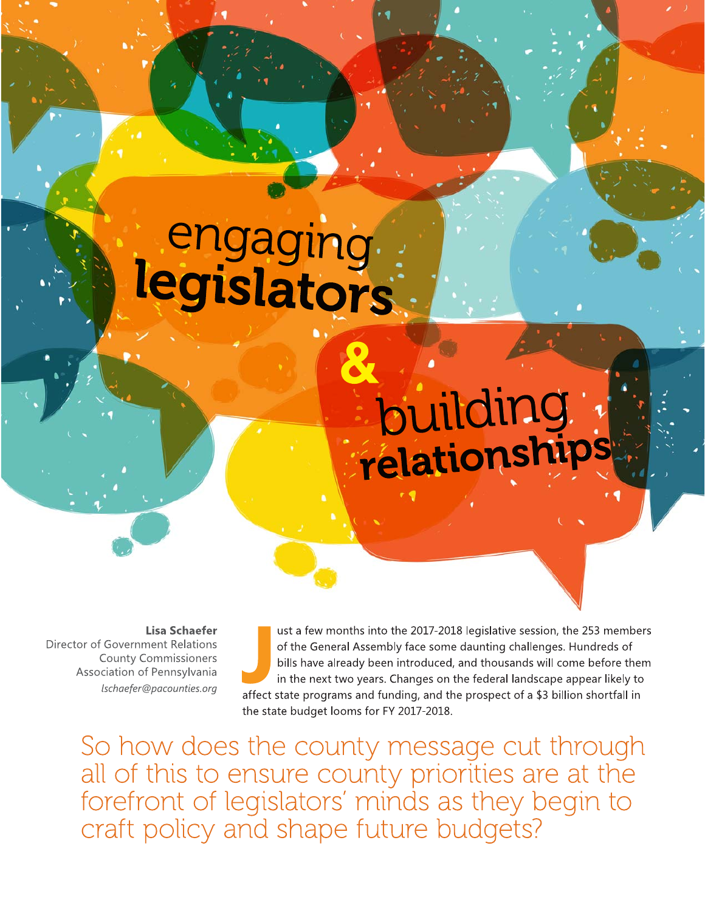# engaging legislators & building relationships

**Lisa Schaefer**
Director of Government Relations
County Commissioners Association of Pennsylvania
*lschaefer@pacounties.org*

Just a few months into the 2017-2018 legislative session, the 253 members of the General Assembly face some daunting challenges. Hundreds of bills have already been introduced, and thousands will come before them in the next two years. Changes on the federal landscape appear likely to affect state programs and funding, and the prospect of a $3 billion shortfall in the state budget looms for FY 2017-2018.

So how does the county message cut through all of this to ensure county priorities are at the forefront of legislators' minds as they begin to craft policy and shape future budgets?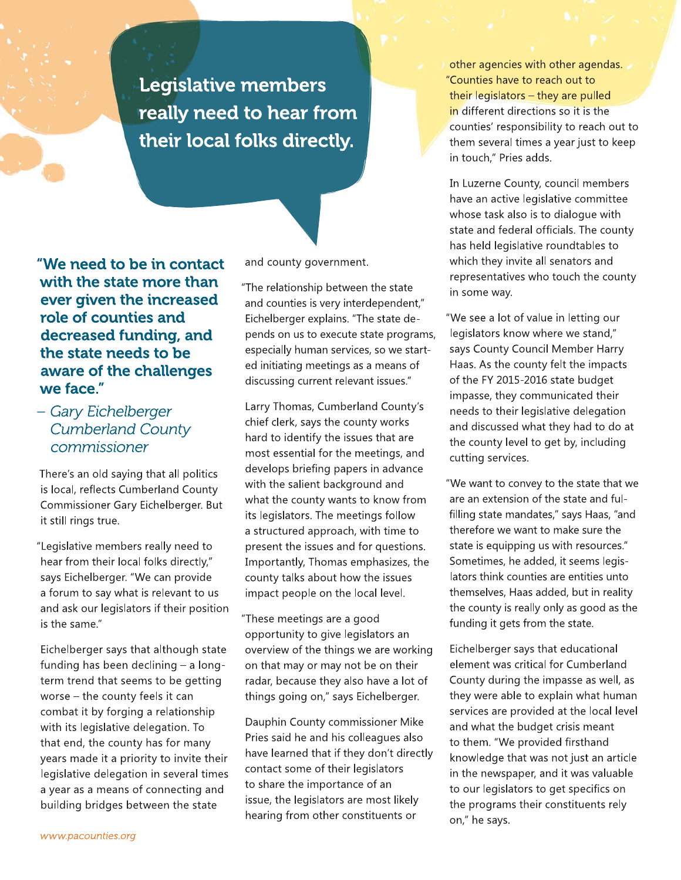**Legislative members really need to hear from their local folks directly.**

**"We need to be in contact with the state more than ever given the increased role of counties and decreased funding, and the state needs to be aware of the challenges we face."**

*– Gary Eichelberger Cumberland County commissioner*

There's an old saying that all politics is local, reflects Cumberland County Commissioner Gary Eichelberger. But it still rings true.

"Legislative members really need to hear from their local folks directly," says Eichelberger. "We can provide a forum to say what is relevant to us and ask our legislators if their position is the same."

Eichelberger says that although state funding has been declining – a long-term trend that seems to be getting worse – the county feels it can combat it by forging a relationship with its legislative delegation. To that end, the county has for many years made it a priority to invite their legislative delegation in several times a year as a means of connecting and building bridges between the state and county government.

"The relationship between the state and counties is very interdependent," Eichelberger explains. "The state depends on us to execute state programs, especially human services, so we started initiating meetings as a means of discussing current relevant issues."

Larry Thomas, Cumberland County's chief clerk, says the county works hard to identify the issues that are most essential for the meetings, and develops briefing papers in advance with the salient background and what the county wants to know from its legislators. The meetings follow a structured approach, with time to present the issues and for questions. Importantly, Thomas emphasizes, the county talks about how the issues impact people on the local level.

"These meetings are a good opportunity to give legislators an overview of the things we are working on that may or may not be on their radar, because they also have a lot of things going on," says Eichelberger.

Dauphin County commissioner Mike Pries said he and his colleagues also have learned that if they don't directly contact some of their legislators to share the importance of an issue, the legislators are most likely hearing from other constituents or other agencies with other agendas. "Counties have to reach out to their legislators – they are pulled in different directions so it is the counties' responsibility to reach out to them several times a year just to keep in touch," Pries adds.

In Luzerne County, council members have an active legislative committee whose task also is to dialogue with state and federal officials. The county has held legislative roundtables to which they invite all senators and representatives who touch the county in some way.

"We see a lot of value in letting our legislators know where we stand," says County Council Member Harry Haas. As the county felt the impacts of the FY 2015-2016 state budget impasse, they communicated their needs to their legislative delegation and discussed what they had to do at the county level to get by, including cutting services.

"We want to convey to the state that we are an extension of the state and fulfilling state mandates," says Haas, "and therefore we want to make sure the state is equipping us with resources." Sometimes, he added, it seems legislators think counties are entities unto themselves, Haas added, but in reality the county is really only as good as the funding it gets from the state.

Eichelberger says that educational element was critical for Cumberland County during the impasse as well, as they were able to explain what human services are provided at the local level and what the budget crisis meant to them. "We provided firsthand knowledge that was not just an article in the newspaper, and it was valuable to our legislators to get specifics on the programs their constituents rely on," he says.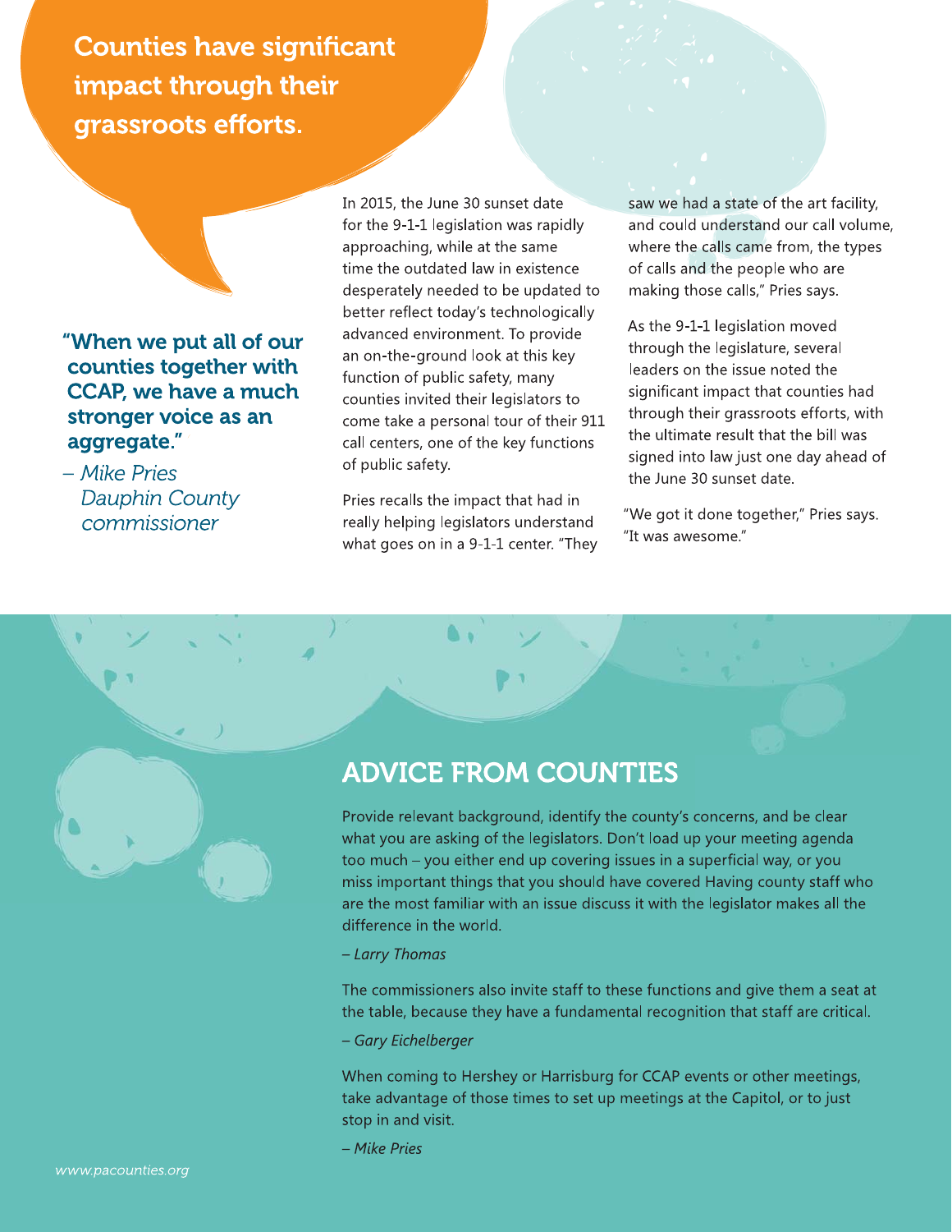**Counties have significant impact through their grassroots efforts.**

**"When we put all of our counties together with CCAP, we have a much stronger voice as an aggregate."**

*– Mike Pries*
*Dauphin County commissioner*

In 2015, the June 30 sunset date for the 9-1-1 legislation was rapidly approaching, while at the same time the outdated law in existence desperately needed to be updated to better reflect today's technologically advanced environment. To provide an on-the-ground look at this key function of public safety, many counties invited their legislators to come take a personal tour of their 911 call centers, one of the key functions of public safety.

Pries recalls the impact that had in really helping legislators understand what goes on in a 9-1-1 center. "They saw we had a state of the art facility, and could understand our call volume, where the calls came from, the types of calls and the people who are making those calls," Pries says.

As the 9-1-1 legislation moved through the legislature, several leaders on the issue noted the significant impact that counties had through their grassroots efforts, with the ultimate result that the bill was signed into law just one day ahead of the June 30 sunset date.

"We got it done together," Pries says. "It was awesome."

## ADVICE FROM COUNTIES

Provide relevant background, identify the county's concerns, and be clear what you are asking of the legislators. Don't load up your meeting agenda too much – you either end up covering issues in a superficial way, or you miss important things that you should have covered Having county staff who are the most familiar with an issue discuss it with the legislator makes all the difference in the world.

*– Larry Thomas*

The commissioners also invite staff to these functions and give them a seat at the table, because they have a fundamental recognition that staff are critical.

*– Gary Eichelberger*

When coming to Hershey or Harrisburg for CCAP events or other meetings, take advantage of those times to set up meetings at the Capitol, or to just stop in and visit.

*– Mike Pries*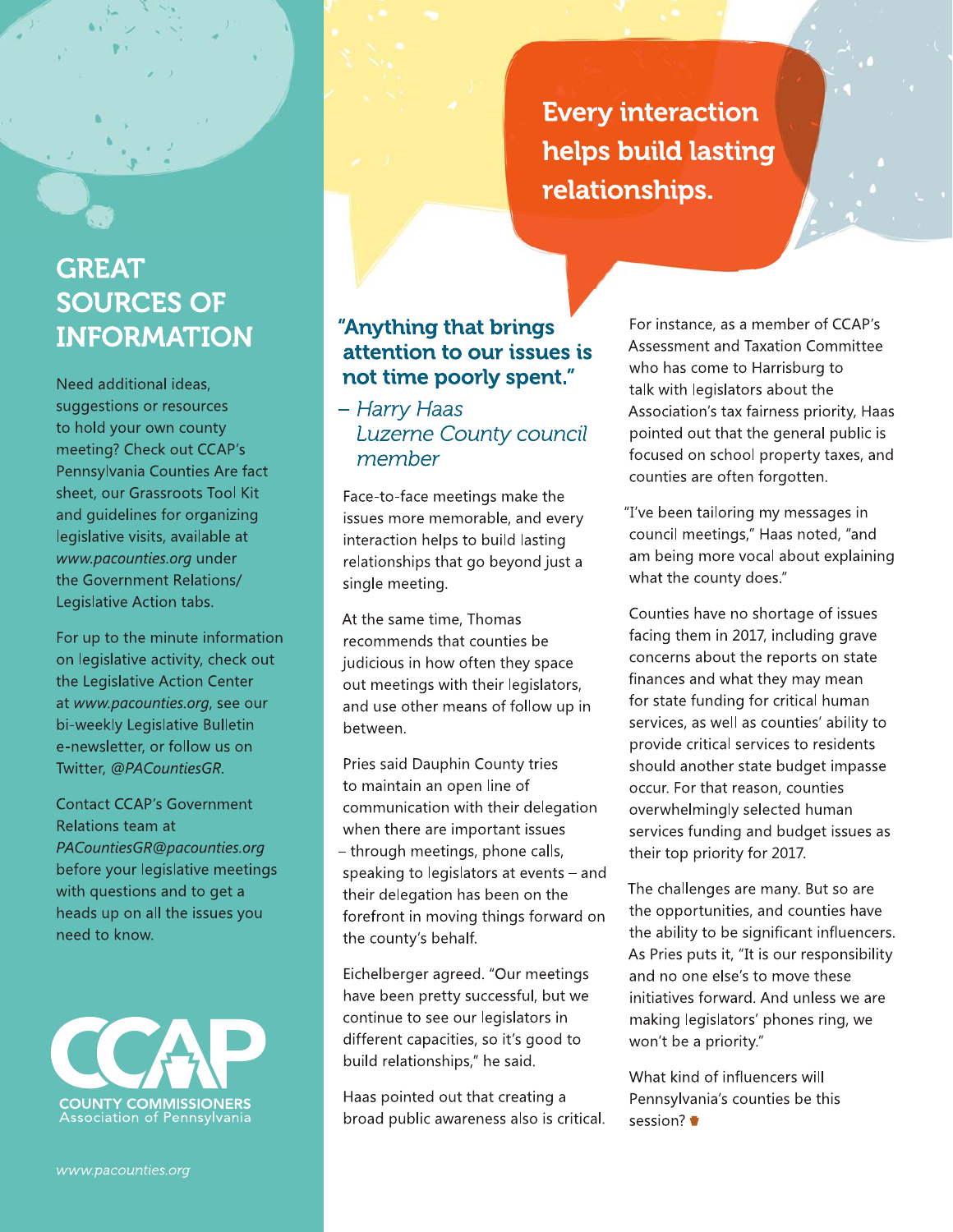## GREAT SOURCES OF INFORMATION

Need additional ideas, suggestions or resources to hold your own county meeting? Check out CCAP's Pennsylvania Counties Are fact sheet, our Grassroots Tool Kit and guidelines for organizing legislative visits, available at *www.pacounties.org* under the Government Relations/ Legislative Action tabs.

For up to the minute information on legislative activity, check out the Legislative Action Center at *www.pacounties.org*, see our bi-weekly Legislative Bulletin e-newsletter, or follow us on Twitter, *@PACountiesGR*.

Contact CCAP's Government Relations team at *PACountiesGR@pacounties.org* before your legislative meetings with questions and to get a heads up on all the issues you need to know.

CCAP
COUNTY COMMISSIONERS Association of Pennsylvania

*www.pacounties.org*

**Every interaction helps build lasting relationships.**

### "Anything that brings attention to our issues is not time poorly spent."

*– Harry Haas Luzerne County council member*

Face-to-face meetings make the issues more memorable, and every interaction helps to build lasting relationships that go beyond just a single meeting.

At the same time, Thomas recommends that counties be judicious in how often they space out meetings with their legislators, and use other means of follow up in between.

Pries said Dauphin County tries to maintain an open line of communication with their delegation when there are important issues – through meetings, phone calls, speaking to legislators at events – and their delegation has been on the forefront in moving things forward on the county's behalf.

Eichelberger agreed. "Our meetings have been pretty successful, but we continue to see our legislators in different capacities, so it's good to build relationships," he said.

Haas pointed out that creating a broad public awareness also is critical. For instance, as a member of CCAP's Assessment and Taxation Committee who has come to Harrisburg to talk with legislators about the Association's tax fairness priority, Haas pointed out that the general public is focused on school property taxes, and counties are often forgotten.

"I've been tailoring my messages in council meetings," Haas noted, "and am being more vocal about explaining what the county does."

Counties have no shortage of issues facing them in 2017, including grave concerns about the reports on state finances and what they may mean for state funding for critical human services, as well as counties' ability to provide critical services to residents should another state budget impasse occur. For that reason, counties overwhelmingly selected human services funding and budget issues as their top priority for 2017.

The challenges are many. But so are the opportunities, and counties have the ability to be significant influencers. As Pries puts it, "It is our responsibility and no one else's to move these initiatives forward. And unless we are making legislators' phones ring, we won't be a priority."

What kind of influencers will Pennsylvania's counties be this session?